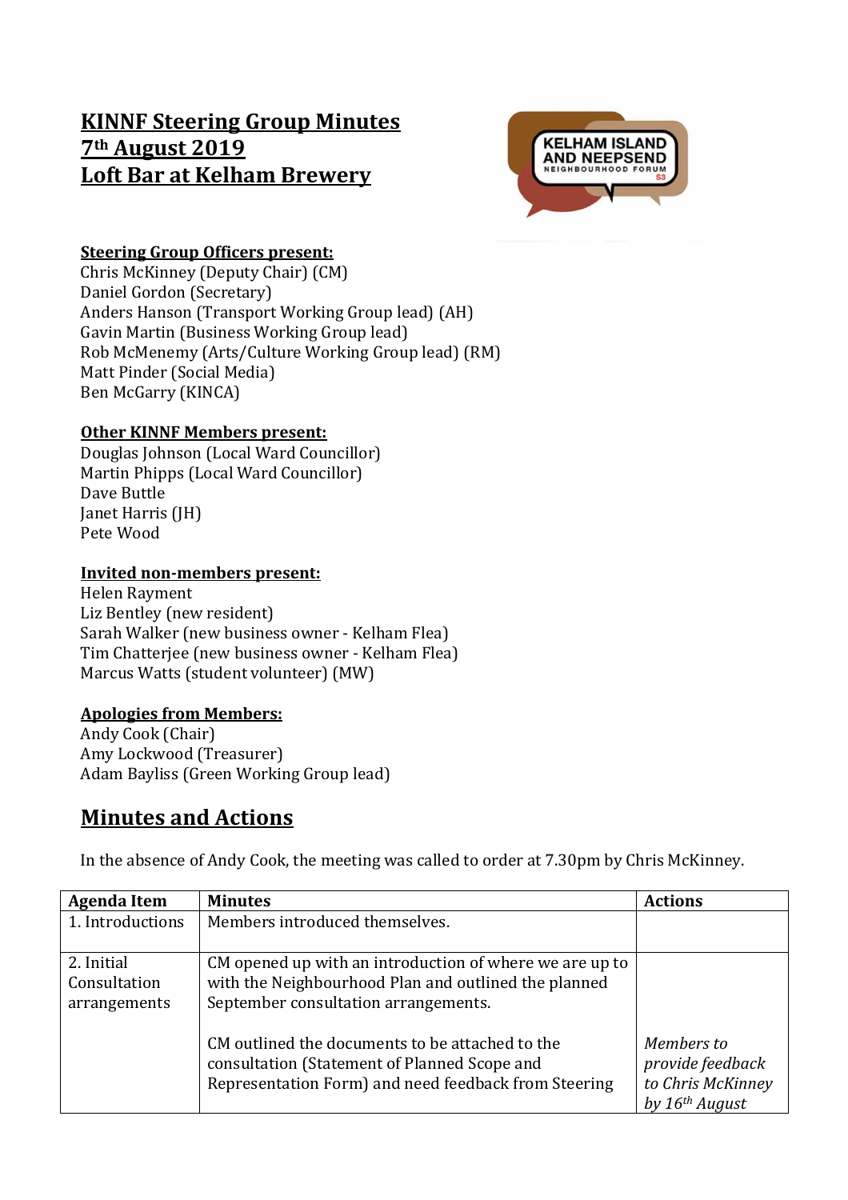# KINNF Steering Group Minutes
# 7th August 2019
# Loft Bar at Kelham Brewery

**Steering Group Officers present:**
Chris McKinney (Deputy Chair) (CM)
Daniel Gordon (Secretary)
Anders Hanson (Transport Working Group lead) (AH)
Gavin Martin (Business Working Group lead)
Rob McMenemy (Arts/Culture Working Group lead) (RM)
Matt Pinder (Social Media)
Ben McGarry (KINCA)

**Other KINNF Members present:**
Douglas Johnson (Local Ward Councillor)
Martin Phipps (Local Ward Councillor)
Dave Buttle
Janet Harris (JH)
Pete Wood

**Invited non-members present:**
Helen Rayment
Liz Bentley (new resident)
Sarah Walker (new business owner - Kelham Flea)
Tim Chatterjee (new business owner - Kelham Flea)
Marcus Watts (student volunteer) (MW)

**Apologies from Members:**
Andy Cook (Chair)
Amy Lockwood (Treasurer)
Adam Bayliss (Green Working Group lead)

## Minutes and Actions

In the absence of Andy Cook, the meeting was called to order at 7.30pm by Chris McKinney.

| Agenda Item | Minutes | Actions |
|---|---|---|
| 1. Introductions | Members introduced themselves. | |
| 2. Initial Consultation arrangements | CM opened up with an introduction of where we are up to with the Neighbourhood Plan and outlined the planned September consultation arrangements.<br><br>CM outlined the documents to be attached to the consultation (Statement of Planned Scope and Representation Form) and need feedback from Steering | *Members to provide feedback to Chris McKinney by 16th August* |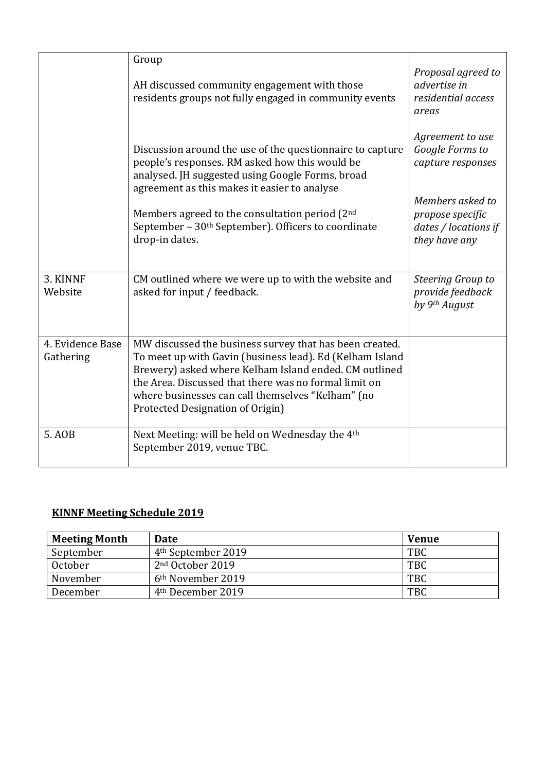| | | |
|---|---|---|
| | Group<br><br>AH discussed community engagement with those residents groups not fully engaged in community events<br><br>Discussion around the use of the questionnaire to capture people's responses. RM asked how this would be analysed. JH suggested using Google Forms, broad agreement as this makes it easier to analyse<br><br>Members agreed to the consultation period (2nd September – 30th September). Officers to coordinate drop-in dates. | *Proposal agreed to advertise in residential access areas*<br><br>*Agreement to use Google Forms to capture responses*<br><br>*Members asked to propose specific dates / locations if they have any* |
| 3. KINNF Website | CM outlined where we were up to with the website and asked for input / feedback. | *Steering Group to provide feedback by 9th August* |
| 4. Evidence Base Gathering | MW discussed the business survey that has been created. To meet up with Gavin (business lead). Ed (Kelham Island Brewery) asked where Kelham Island ended. CM outlined the Area. Discussed that there was no formal limit on where businesses can call themselves "Kelham" (no Protected Designation of Origin) | |
| 5. AOB | Next Meeting: will be held on Wednesday the 4th September 2019, venue TBC. | |

**KINNF Meeting Schedule 2019**

| Meeting Month | Date | Venue |
|---|---|---|
| September | 4th September 2019 | TBC |
| October | 2nd October 2019 | TBC |
| November | 6th November 2019 | TBC |
| December | 4th December 2019 | TBC |